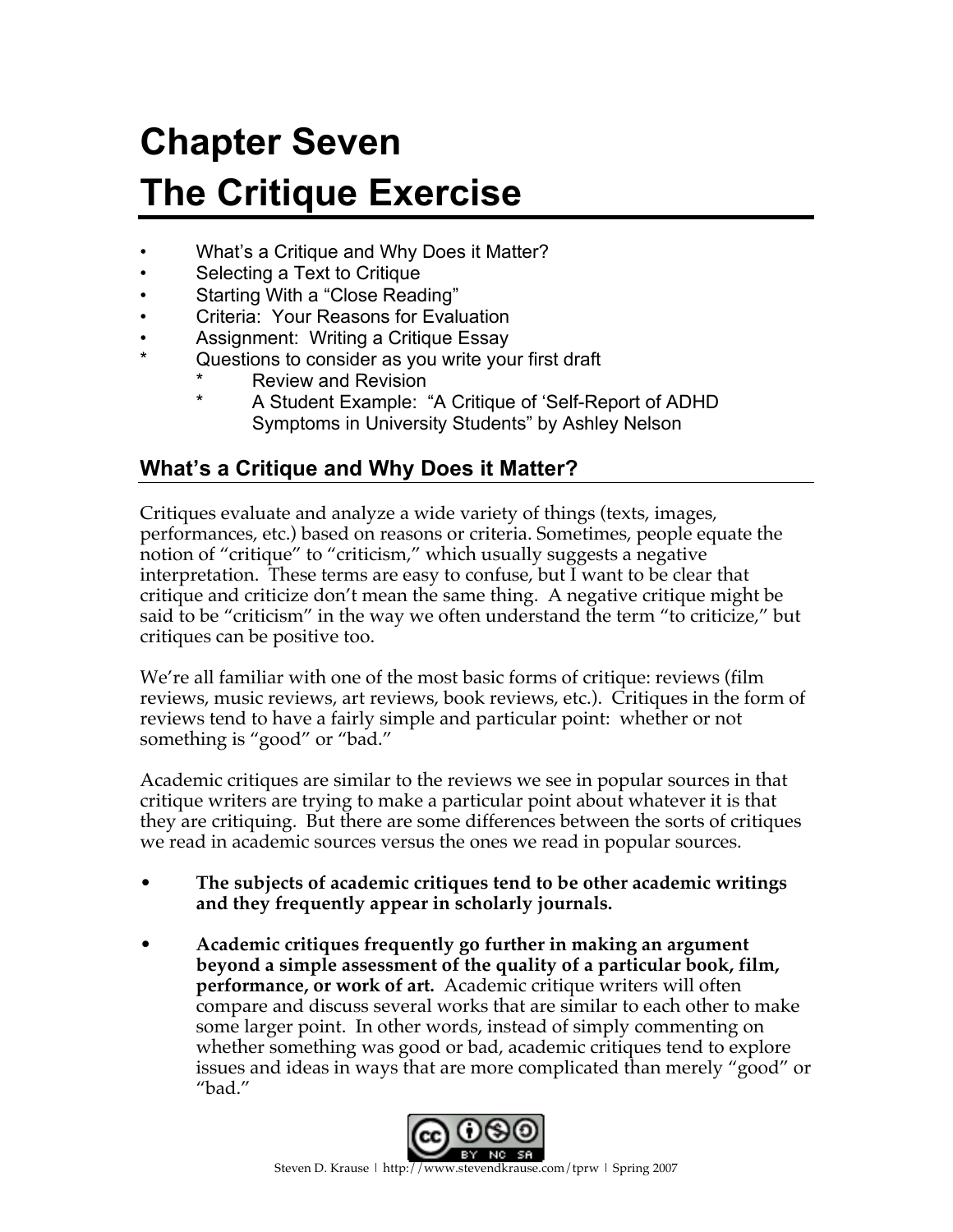# Chapter Seven
# The Critique Exercise

- What's a Critique and Why Does it Matter?
- Selecting a Text to Critique
- Starting With a "Close Reading"
- Criteria: Your Reasons for Evaluation
- Assignment: Writing a Critique Essay
- Questions to consider as you write your first draft
    - Review and Revision
    - A Student Example: "A Critique of 'Self-Report of ADHD Symptoms in University Students" by Ashley Nelson

## What's a Critique and Why Does it Matter?

Critiques evaluate and analyze a wide variety of things (texts, images, performances, etc.) based on reasons or criteria. Sometimes, people equate the notion of "critique" to "criticism," which usually suggests a negative interpretation. These terms are easy to confuse, but I want to be clear that critique and criticize don't mean the same thing. A negative critique might be said to be "criticism" in the way we often understand the term "to criticize," but critiques can be positive too.

We're all familiar with one of the most basic forms of critique: reviews (film reviews, music reviews, art reviews, book reviews, etc.). Critiques in the form of reviews tend to have a fairly simple and particular point: whether or not something is "good" or "bad."

Academic critiques are similar to the reviews we see in popular sources in that critique writers are trying to make a particular point about whatever it is that they are critiquing. But there are some differences between the sorts of critiques we read in academic sources versus the ones we read in popular sources.

- **The subjects of academic critiques tend to be other academic writings and they frequently appear in scholarly journals.**

- **Academic critiques frequently go further in making an argument beyond a simple assessment of the quality of a particular book, film, performance, or work of art.** Academic critique writers will often compare and discuss several works that are similar to each other to make some larger point. In other words, instead of simply commenting on whether something was good or bad, academic critiques tend to explore issues and ideas in ways that are more complicated than merely "good" or "bad."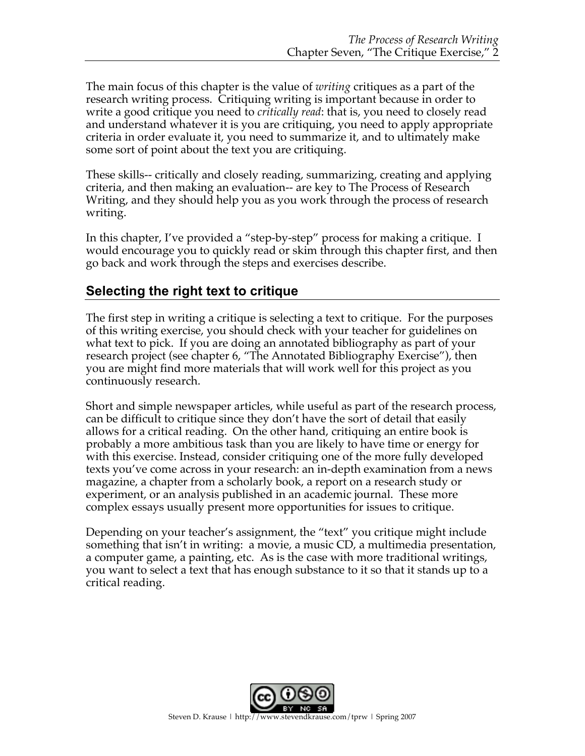The main focus of this chapter is the value of *writing* critiques as a part of the research writing process. Critiquing writing is important because in order to write a good critique you need to *critically read*: that is, you need to closely read and understand whatever it is you are critiquing, you need to apply appropriate criteria in order evaluate it, you need to summarize it, and to ultimately make some sort of point about the text you are critiquing.

These skills-- critically and closely reading, summarizing, creating and applying criteria, and then making an evaluation-- are key to The Process of Research Writing, and they should help you as you work through the process of research writing.

In this chapter, I've provided a "step-by-step" process for making a critique. I would encourage you to quickly read or skim through this chapter first, and then go back and work through the steps and exercises describe.

## Selecting the right text to critique

The first step in writing a critique is selecting a text to critique. For the purposes of this writing exercise, you should check with your teacher for guidelines on what text to pick. If you are doing an annotated bibliography as part of your research project (see chapter 6, "The Annotated Bibliography Exercise"), then you are might find more materials that will work well for this project as you continuously research.

Short and simple newspaper articles, while useful as part of the research process, can be difficult to critique since they don't have the sort of detail that easily allows for a critical reading. On the other hand, critiquing an entire book is probably a more ambitious task than you are likely to have time or energy for with this exercise. Instead, consider critiquing one of the more fully developed texts you've come across in your research: an in-depth examination from a news magazine, a chapter from a scholarly book, a report on a research study or experiment, or an analysis published in an academic journal. These more complex essays usually present more opportunities for issues to critique.

Depending on your teacher's assignment, the "text" you critique might include something that isn't in writing: a movie, a music CD, a multimedia presentation, a computer game, a painting, etc. As is the case with more traditional writings, you want to select a text that has enough substance to it so that it stands up to a critical reading.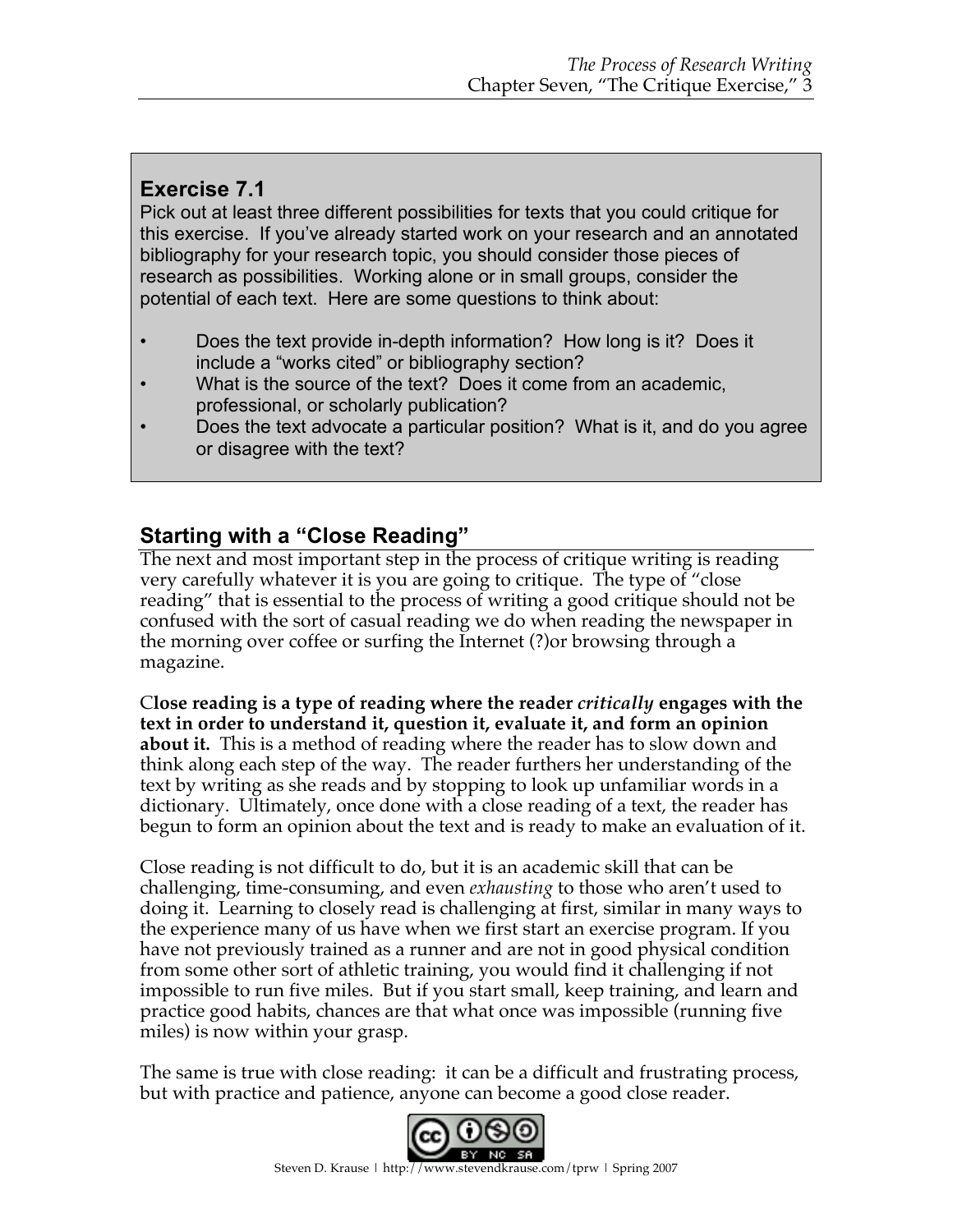## Exercise 7.1

Pick out at least three different possibilities for texts that you could critique for this exercise. If you've already started work on your research and an annotated bibliography for your research topic, you should consider those pieces of research as possibilities. Working alone or in small groups, consider the potential of each text. Here are some questions to think about:

- Does the text provide in-depth information? How long is it? Does it include a "works cited" or bibliography section?
- What is the source of the text? Does it come from an academic, professional, or scholarly publication?
- Does the text advocate a particular position? What is it, and do you agree or disagree with the text?

## Starting with a "Close Reading"

The next and most important step in the process of critique writing is reading very carefully whatever it is you are going to critique. The type of "close reading" that is essential to the process of writing a good critique should not be confused with the sort of casual reading we do when reading the newspaper in the morning over coffee or surfing the Internet (?)or browsing through a magazine.

**Close reading is a type of reading where the reader *critically* engages with the text in order to understand it, question it, evaluate it, and form an opinion about it.** This is a method of reading where the reader has to slow down and think along each step of the way. The reader furthers her understanding of the text by writing as she reads and by stopping to look up unfamiliar words in a dictionary. Ultimately, once done with a close reading of a text, the reader has begun to form an opinion about the text and is ready to make an evaluation of it.

Close reading is not difficult to do, but it is an academic skill that can be challenging, time-consuming, and even *exhausting* to those who aren't used to doing it. Learning to closely read is challenging at first, similar in many ways to the experience many of us have when we first start an exercise program. If you have not previously trained as a runner and are not in good physical condition from some other sort of athletic training, you would find it challenging if not impossible to run five miles. But if you start small, keep training, and learn and practice good habits, chances are that what once was impossible (running five miles) is now within your grasp.

The same is true with close reading: it can be a difficult and frustrating process, but with practice and patience, anyone can become a good close reader.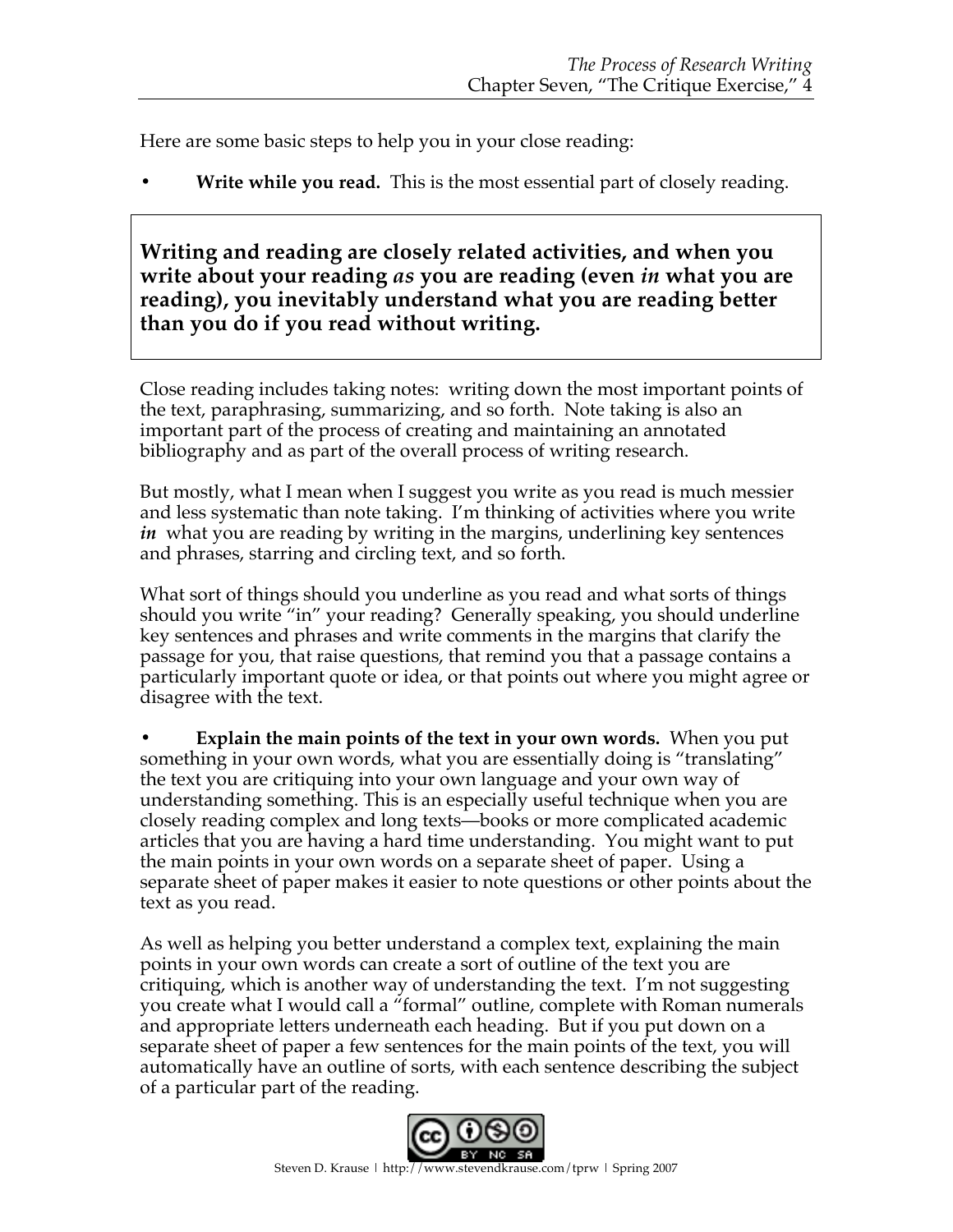Here are some basic steps to help you in your close reading:

- **Write while you read.** This is the most essential part of closely reading.

> **Writing and reading are closely related activities, and when you write about your reading *as* you are reading (even *in* what you are reading), you inevitably understand what you are reading better than you do if you read without writing.**

Close reading includes taking notes: writing down the most important points of the text, paraphrasing, summarizing, and so forth. Note taking is also an important part of the process of creating and maintaining an annotated bibliography and as part of the overall process of writing research.

But mostly, what I mean when I suggest you write as you read is much messier and less systematic than note taking. I'm thinking of activities where you write ***in*** what you are reading by writing in the margins, underlining key sentences and phrases, starring and circling text, and so forth.

What sort of things should you underline as you read and what sorts of things should you write "in" your reading? Generally speaking, you should underline key sentences and phrases and write comments in the margins that clarify the passage for you, that raise questions, that remind you that a passage contains a particularly important quote or idea, or that points out where you might agree or disagree with the text.

- **Explain the main points of the text in your own words.** When you put something in your own words, what you are essentially doing is "translating" the text you are critiquing into your own language and your own way of understanding something. This is an especially useful technique when you are closely reading complex and long texts—books or more complicated academic articles that you are having a hard time understanding. You might want to put the main points in your own words on a separate sheet of paper. Using a separate sheet of paper makes it easier to note questions or other points about the text as you read.

As well as helping you better understand a complex text, explaining the main points in your own words can create a sort of outline of the text you are critiquing, which is another way of understanding the text. I'm not suggesting you create what I would call a "formal" outline, complete with Roman numerals and appropriate letters underneath each heading. But if you put down on a separate sheet of paper a few sentences for the main points of the text, you will automatically have an outline of sorts, with each sentence describing the subject of a particular part of the reading.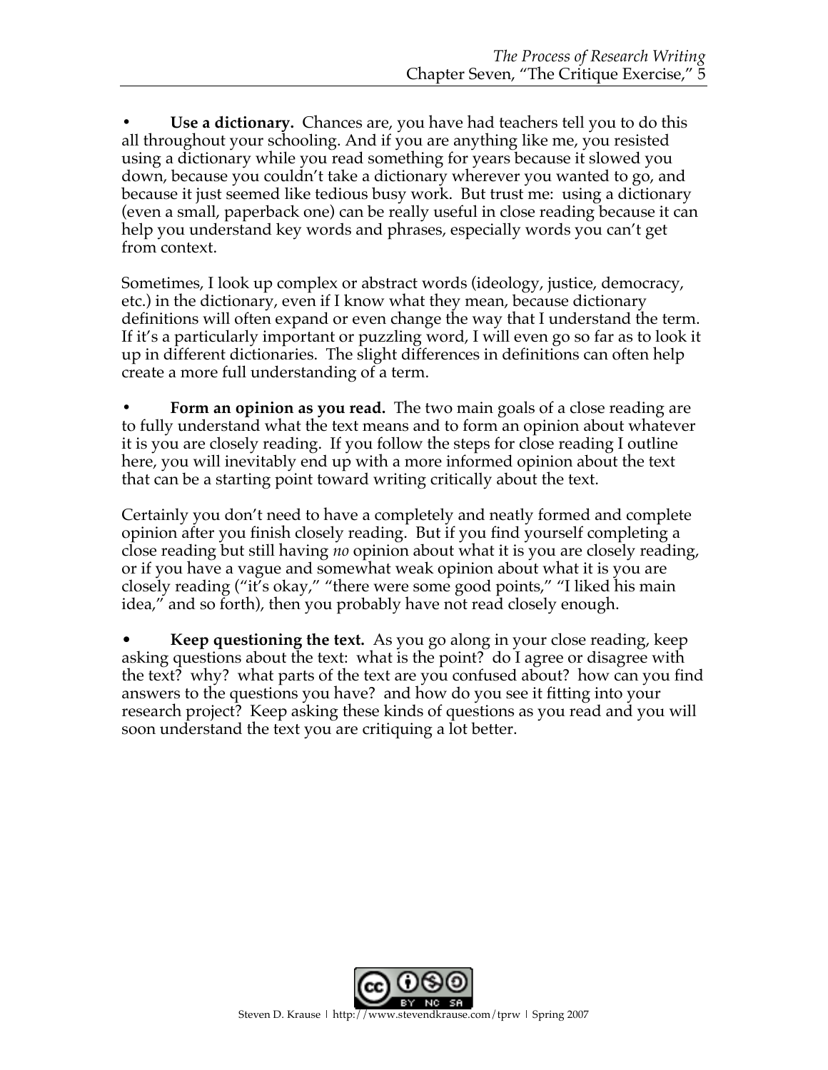- **Use a dictionary.** Chances are, you have had teachers tell you to do this all throughout your schooling. And if you are anything like me, you resisted using a dictionary while you read something for years because it slowed you down, because you couldn't take a dictionary wherever you wanted to go, and because it just seemed like tedious busy work. But trust me: using a dictionary (even a small, paperback one) can be really useful in close reading because it can help you understand key words and phrases, especially words you can't get from context.

Sometimes, I look up complex or abstract words (ideology, justice, democracy, etc.) in the dictionary, even if I know what they mean, because dictionary definitions will often expand or even change the way that I understand the term. If it's a particularly important or puzzling word, I will even go so far as to look it up in different dictionaries. The slight differences in definitions can often help create a more full understanding of a term.

- **Form an opinion as you read.** The two main goals of a close reading are to fully understand what the text means and to form an opinion about whatever it is you are closely reading. If you follow the steps for close reading I outline here, you will inevitably end up with a more informed opinion about the text that can be a starting point toward writing critically about the text.

Certainly you don't need to have a completely and neatly formed and complete opinion after you finish closely reading. But if you find yourself completing a close reading but still having *no* opinion about what it is you are closely reading, or if you have a vague and somewhat weak opinion about what it is you are closely reading ("it's okay," "there were some good points," "I liked his main idea," and so forth), then you probably have not read closely enough.

- **Keep questioning the text.** As you go along in your close reading, keep asking questions about the text: what is the point? do I agree or disagree with the text? why? what parts of the text are you confused about? how can you find answers to the questions you have? and how do you see it fitting into your research project? Keep asking these kinds of questions as you read and you will soon understand the text you are critiquing a lot better.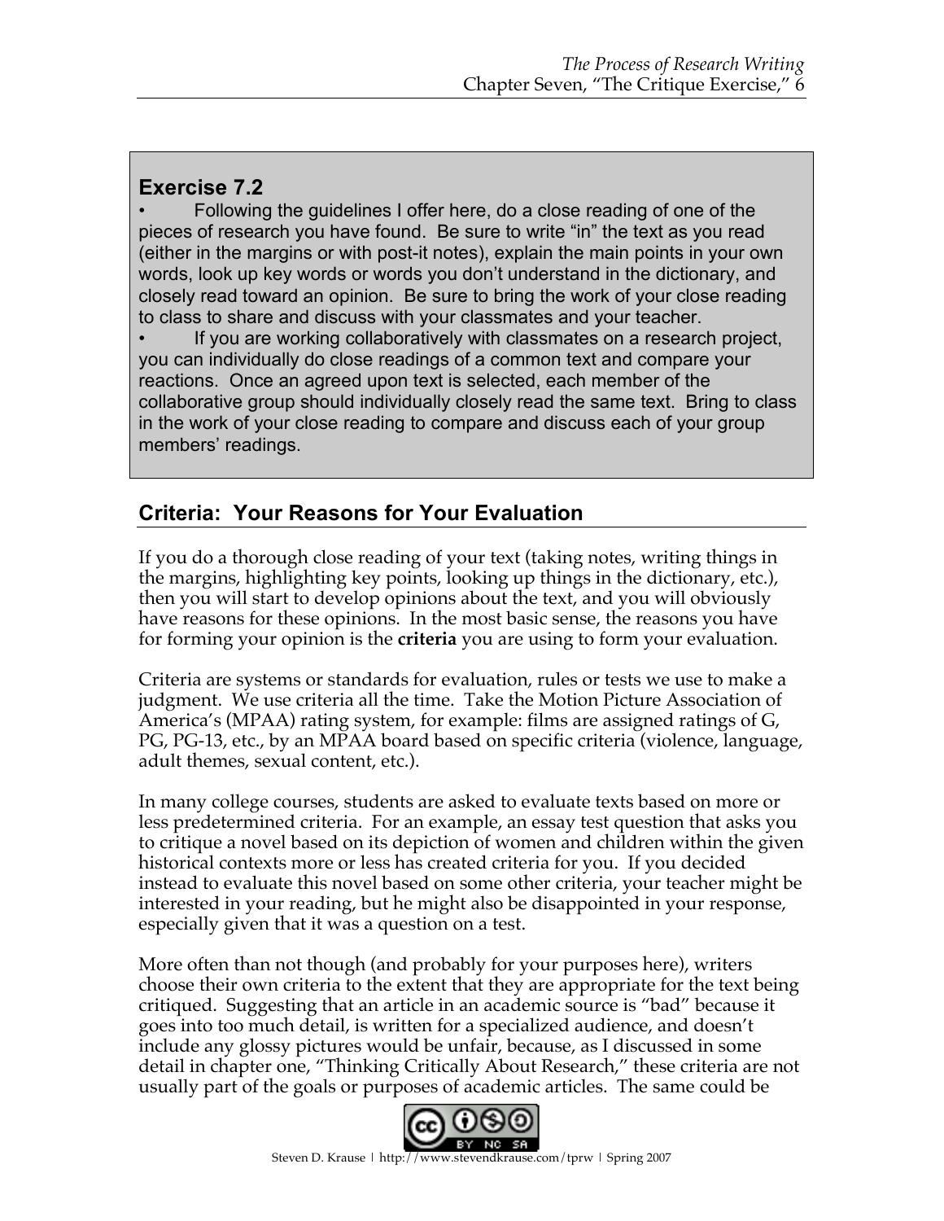**Exercise 7.2**

- Following the guidelines I offer here, do a close reading of one of the pieces of research you have found. Be sure to write "in" the text as you read (either in the margins or with post-it notes), explain the main points in your own words, look up key words or words you don't understand in the dictionary, and closely read toward an opinion. Be sure to bring the work of your close reading to class to share and discuss with your classmates and your teacher.
- If you are working collaboratively with classmates on a research project, you can individually do close readings of a common text and compare your reactions. Once an agreed upon text is selected, each member of the collaborative group should individually closely read the same text. Bring to class in the work of your close reading to compare and discuss each of your group members' readings.

## Criteria: Your Reasons for Your Evaluation

If you do a thorough close reading of your text (taking notes, writing things in the margins, highlighting key points, looking up things in the dictionary, etc.), then you will start to develop opinions about the text, and you will obviously have reasons for these opinions. In the most basic sense, the reasons you have for forming your opinion is the **criteria** you are using to form your evaluation.

Criteria are systems or standards for evaluation, rules or tests we use to make a judgment. We use criteria all the time. Take the Motion Picture Association of America's (MPAA) rating system, for example: films are assigned ratings of G, PG, PG-13, etc., by an MPAA board based on specific criteria (violence, language, adult themes, sexual content, etc.).

In many college courses, students are asked to evaluate texts based on more or less predetermined criteria. For an example, an essay test question that asks you to critique a novel based on its depiction of women and children within the given historical contexts more or less has created criteria for you. If you decided instead to evaluate this novel based on some other criteria, your teacher might be interested in your reading, but he might also be disappointed in your response, especially given that it was a question on a test.

More often than not though (and probably for your purposes here), writers choose their own criteria to the extent that they are appropriate for the text being critiqued. Suggesting that an article in an academic source is "bad" because it goes into too much detail, is written for a specialized audience, and doesn't include any glossy pictures would be unfair, because, as I discussed in some detail in chapter one, "Thinking Critically About Research," these criteria are not usually part of the goals or purposes of academic articles. The same could be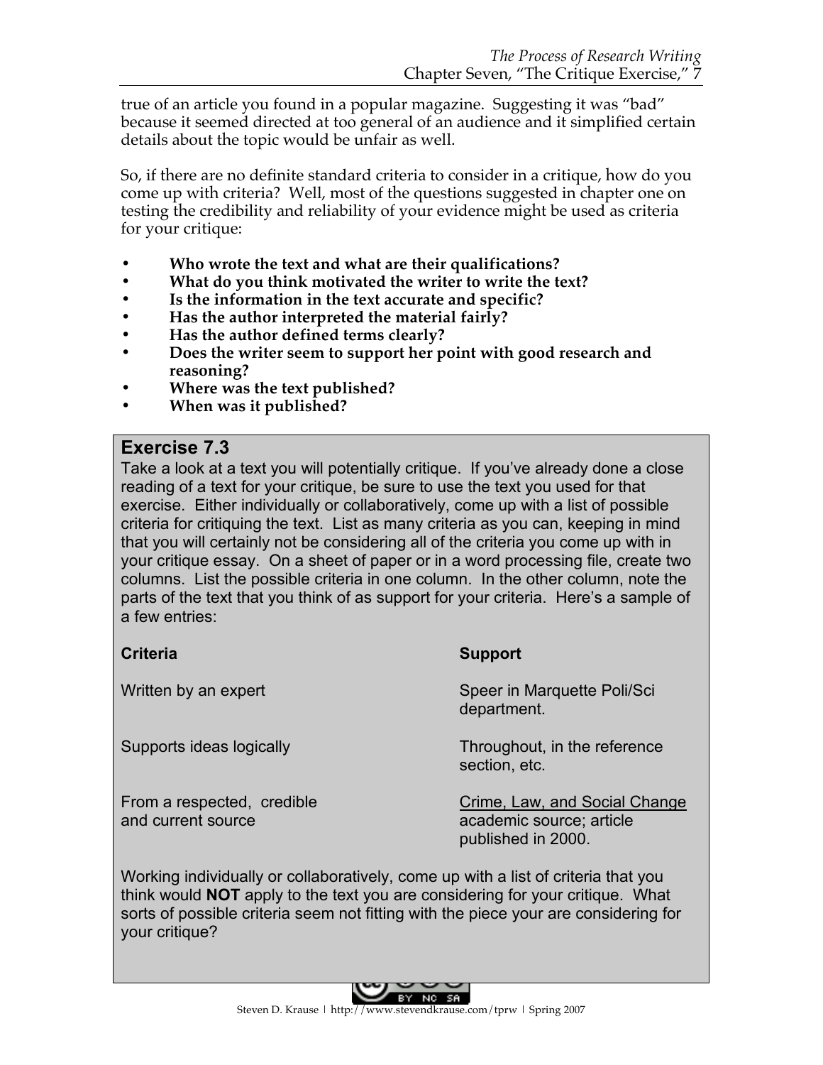true of an article you found in a popular magazine. Suggesting it was "bad" because it seemed directed at too general of an audience and it simplified certain details about the topic would be unfair as well.

So, if there are no definite standard criteria to consider in a critique, how do you come up with criteria? Well, most of the questions suggested in chapter one on testing the credibility and reliability of your evidence might be used as criteria for your critique:

- **Who wrote the text and what are their qualifications?**
- **What do you think motivated the writer to write the text?**
- **Is the information in the text accurate and specific?**
- **Has the author interpreted the material fairly?**
- **Has the author defined terms clearly?**
- **Does the writer seem to support her point with good research and reasoning?**
- **Where was the text published?**
- **When was it published?**

## Exercise 7.3

Take a look at a text you will potentially critique. If you've already done a close reading of a text for your critique, be sure to use the text you used for that exercise. Either individually or collaboratively, come up with a list of possible criteria for critiquing the text. List as many criteria as you can, keeping in mind that you will certainly not be considering all of the criteria you come up with in your critique essay. On a sheet of paper or in a word processing file, create two columns. List the possible criteria in one column. In the other column, note the parts of the text that you think of as support for your criteria. Here's a sample of a few entries:

| **Criteria** | **Support** |
|---|---|
| Written by an expert | Speer in Marquette Poli/Sci department. |
| Supports ideas logically | Throughout, in the reference section, etc. |
| From a respected, credible and current source | <u>Crime, Law, and Social Change</u> academic source; article published in 2000. |

Working individually or collaboratively, come up with a list of criteria that you think would **NOT** apply to the text you are considering for your critique. What sorts of possible criteria seem not fitting with the piece your are considering for your critique?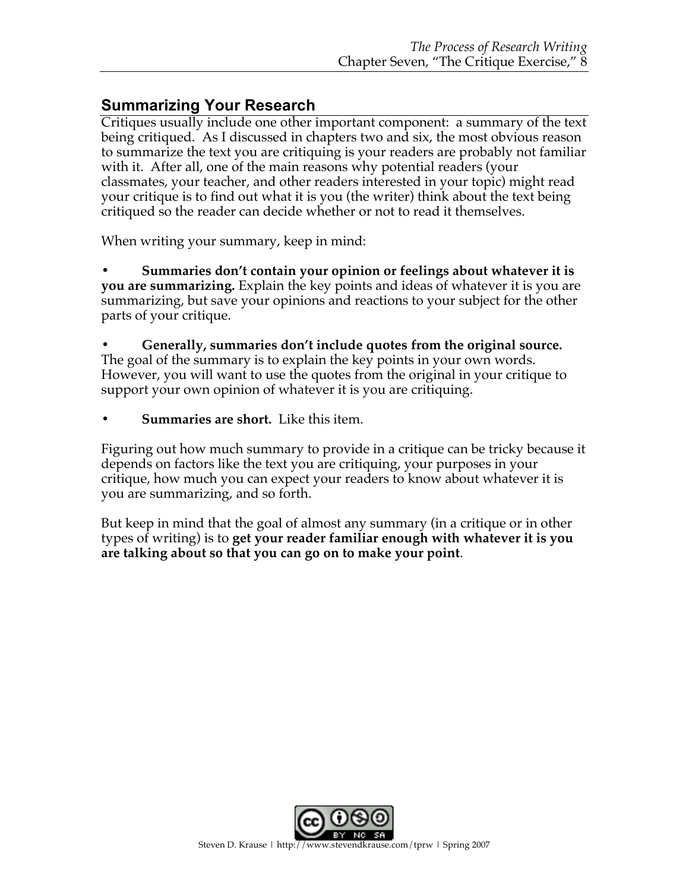## Summarizing Your Research

Critiques usually include one other important component: a summary of the text being critiqued. As I discussed in chapters two and six, the most obvious reason to summarize the text you are critiquing is your readers are probably not familiar with it. After all, one of the main reasons why potential readers (your classmates, your teacher, and other readers interested in your topic) might read your critique is to find out what it is you (the writer) think about the text being critiqued so the reader can decide whether or not to read it themselves.

When writing your summary, keep in mind:

- **Summaries don't contain your opinion or feelings about whatever it is you are summarizing.** Explain the key points and ideas of whatever it is you are summarizing, but save your opinions and reactions to your subject for the other parts of your critique.

- **Generally, summaries don't include quotes from the original source.** The goal of the summary is to explain the key points in your own words. However, you will want to use the quotes from the original in your critique to support your own opinion of whatever it is you are critiquing.

- **Summaries are short.** Like this item.

Figuring out how much summary to provide in a critique can be tricky because it depends on factors like the text you are critiquing, your purposes in your critique, how much you can expect your readers to know about whatever it is you are summarizing, and so forth.

But keep in mind that the goal of almost any summary (in a critique or in other types of writing) is to **get your reader familiar enough with whatever it is you are talking about so that you can go on to make your point**.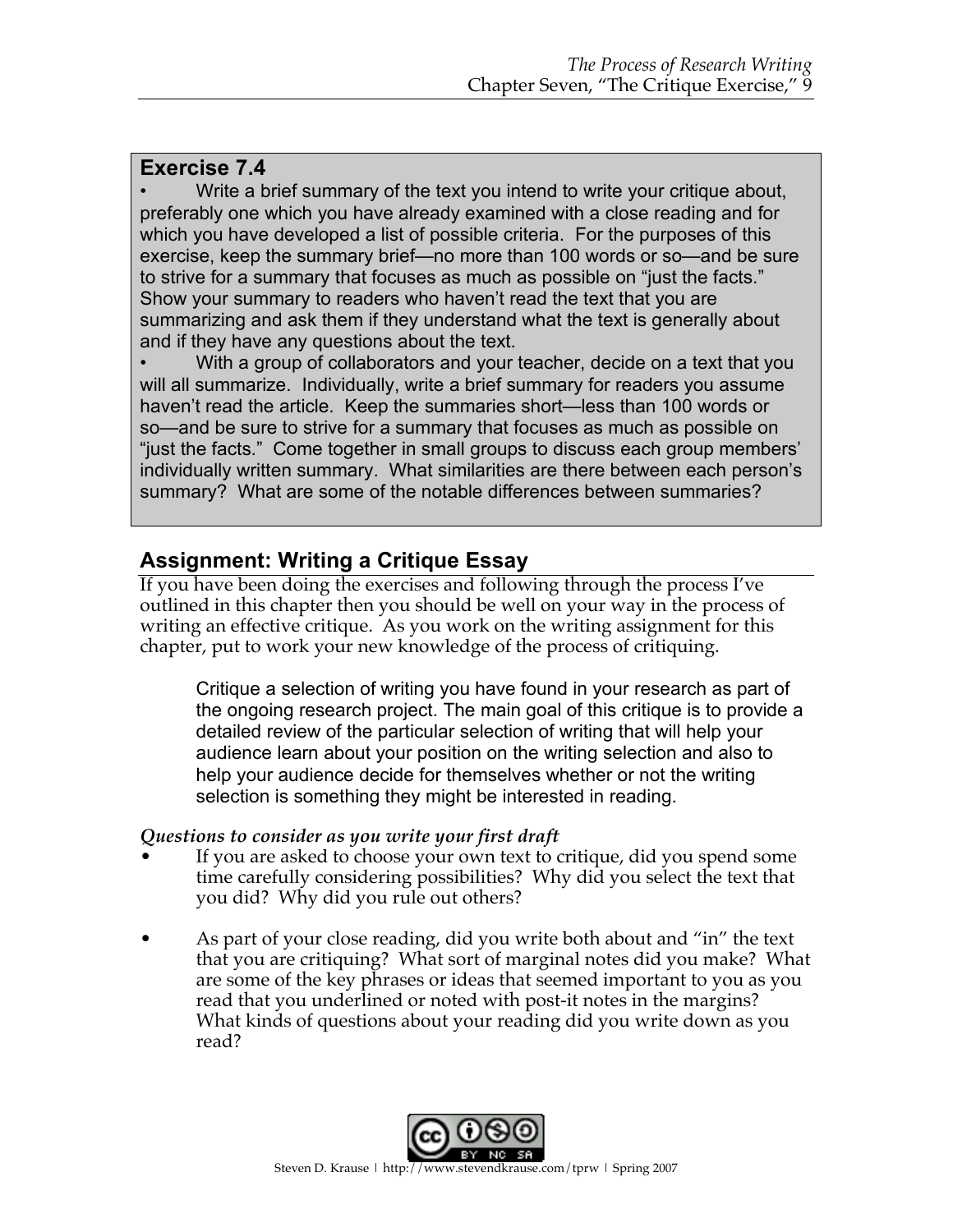## Exercise 7.4

- Write a brief summary of the text you intend to write your critique about, preferably one which you have already examined with a close reading and for which you have developed a list of possible criteria. For the purposes of this exercise, keep the summary brief—no more than 100 words or so—and be sure to strive for a summary that focuses as much as possible on "just the facts." Show your summary to readers who haven't read the text that you are summarizing and ask them if they understand what the text is generally about and if they have any questions about the text.
- With a group of collaborators and your teacher, decide on a text that you will all summarize. Individually, write a brief summary for readers you assume haven't read the article. Keep the summaries short—less than 100 words or so—and be sure to strive for a summary that focuses as much as possible on "just the facts." Come together in small groups to discuss each group members' individually written summary. What similarities are there between each person's summary? What are some of the notable differences between summaries?

## Assignment: Writing a Critique Essay

If you have been doing the exercises and following through the process I've outlined in this chapter then you should be well on your way in the process of writing an effective critique. As you work on the writing assignment for this chapter, put to work your new knowledge of the process of critiquing.

> Critique a selection of writing you have found in your research as part of the ongoing research project. The main goal of this critique is to provide a detailed review of the particular selection of writing that will help your audience learn about your position on the writing selection and also to help your audience decide for themselves whether or not the writing selection is something they might be interested in reading.

*Questions to consider as you write your first draft*

- If you are asked to choose your own text to critique, did you spend some time carefully considering possibilities? Why did you select the text that you did? Why did you rule out others?
- As part of your close reading, did you write both about and "in" the text that you are critiquing? What sort of marginal notes did you make? What are some of the key phrases or ideas that seemed important to you as you read that you underlined or noted with post-it notes in the margins? What kinds of questions about your reading did you write down as you read?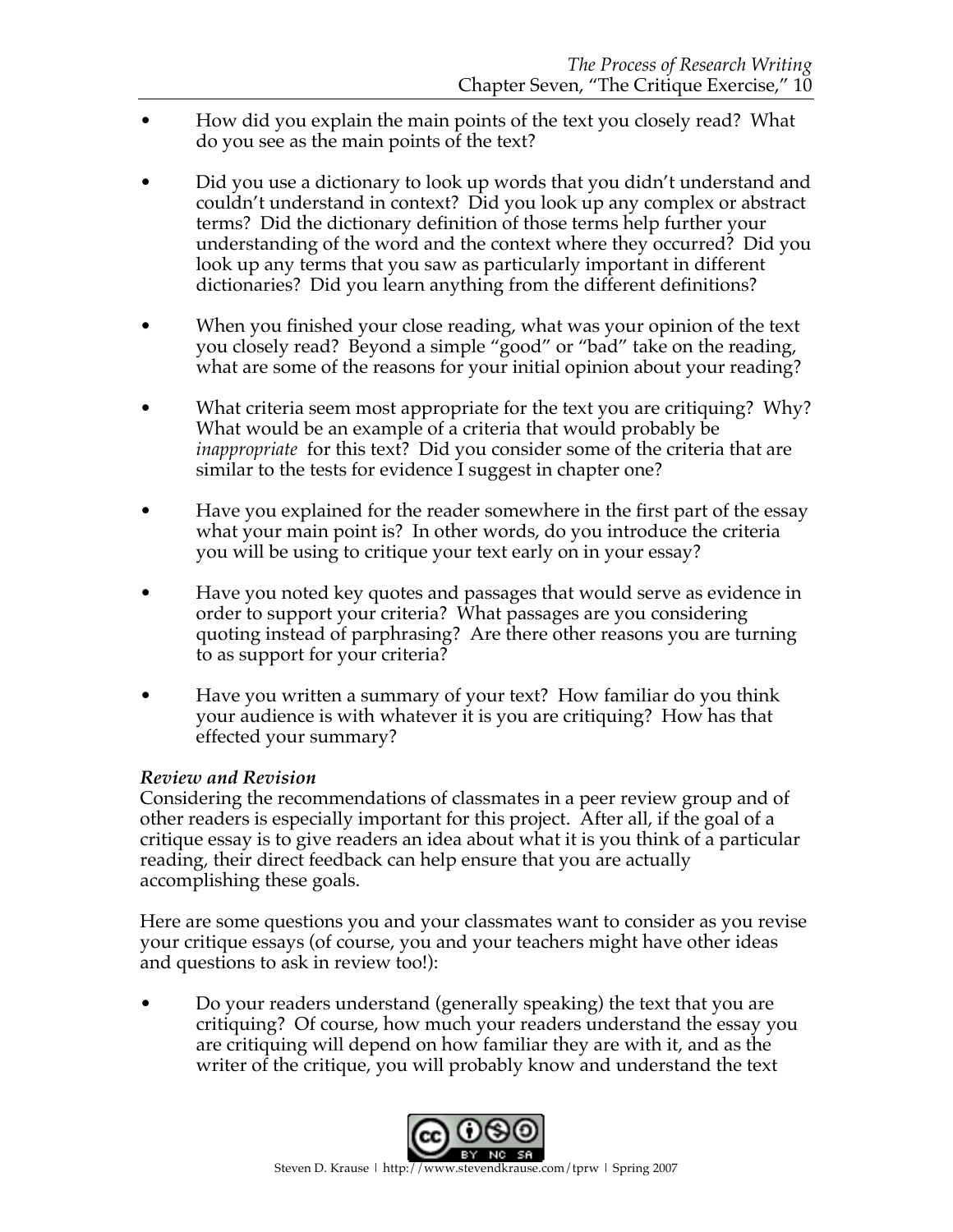- How did you explain the main points of the text you closely read? What do you see as the main points of the text?

- Did you use a dictionary to look up words that you didn't understand and couldn't understand in context? Did you look up any complex or abstract terms? Did the dictionary definition of those terms help further your understanding of the word and the context where they occurred? Did you look up any terms that you saw as particularly important in different dictionaries? Did you learn anything from the different definitions?

- When you finished your close reading, what was your opinion of the text you closely read? Beyond a simple "good" or "bad" take on the reading, what are some of the reasons for your initial opinion about your reading?

- What criteria seem most appropriate for the text you are critiquing? Why? What would be an example of a criteria that would probably be *inappropriate* for this text? Did you consider some of the criteria that are similar to the tests for evidence I suggest in chapter one?

- Have you explained for the reader somewhere in the first part of the essay what your main point is? In other words, do you introduce the criteria you will be using to critique your text early on in your essay?

- Have you noted key quotes and passages that would serve as evidence in order to support your criteria? What passages are you considering quoting instead of parphrasing? Are there other reasons you are turning to as support for your criteria?

- Have you written a summary of your text? How familiar do you think your audience is with whatever it is you are critiquing? How has that effected your summary?

***Review and Revision***

Considering the recommendations of classmates in a peer review group and of other readers is especially important for this project. After all, if the goal of a critique essay is to give readers an idea about what it is you think of a particular reading, their direct feedback can help ensure that you are actually accomplishing these goals.

Here are some questions you and your classmates want to consider as you revise your critique essays (of course, you and your teachers might have other ideas and questions to ask in review too!):

- Do your readers understand (generally speaking) the text that you are critiquing? Of course, how much your readers understand the essay you are critiquing will depend on how familiar they are with it, and as the writer of the critique, you will probably know and understand the text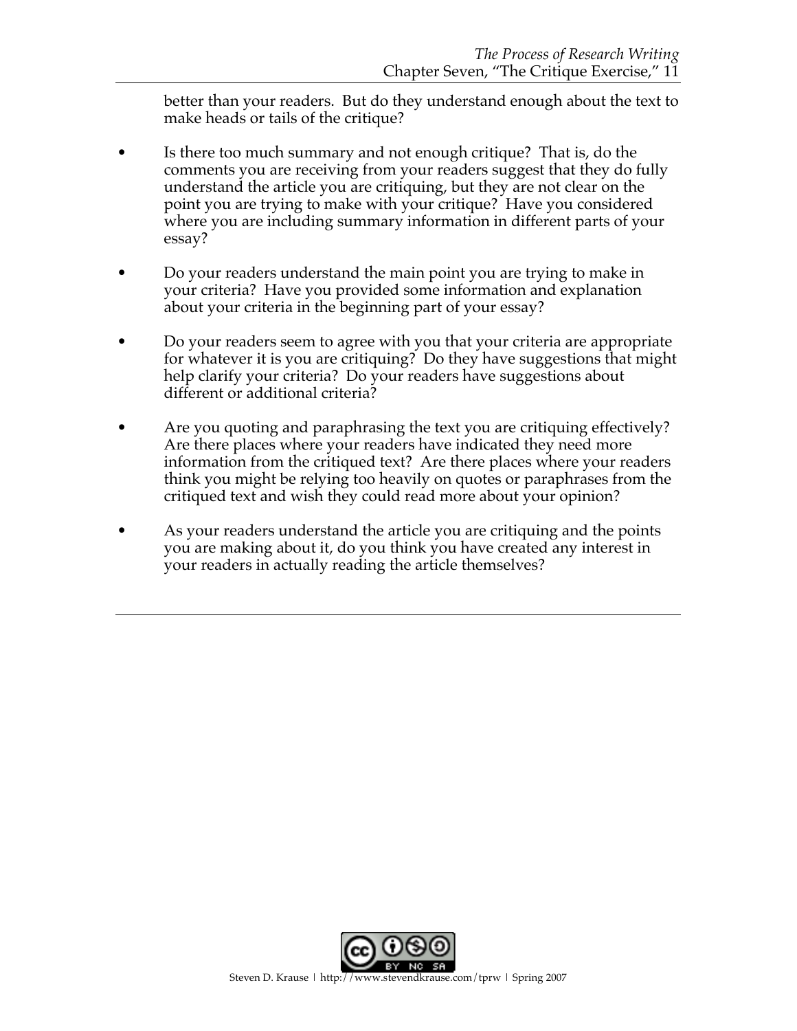better than your readers. But do they understand enough about the text to make heads or tails of the critique?

- Is there too much summary and not enough critique? That is, do the comments you are receiving from your readers suggest that they do fully understand the article you are critiquing, but they are not clear on the point you are trying to make with your critique? Have you considered where you are including summary information in different parts of your essay?

- Do your readers understand the main point you are trying to make in your criteria? Have you provided some information and explanation about your criteria in the beginning part of your essay?

- Do your readers seem to agree with you that your criteria are appropriate for whatever it is you are critiquing? Do they have suggestions that might help clarify your criteria? Do your readers have suggestions about different or additional criteria?

- Are you quoting and paraphrasing the text you are critiquing effectively? Are there places where your readers have indicated they need more information from the critiqued text? Are there places where your readers think you might be relying too heavily on quotes or paraphrases from the critiqued text and wish they could read more about your opinion?

- As your readers understand the article you are critiquing and the points you are making about it, do you think you have created any interest in your readers in actually reading the article themselves?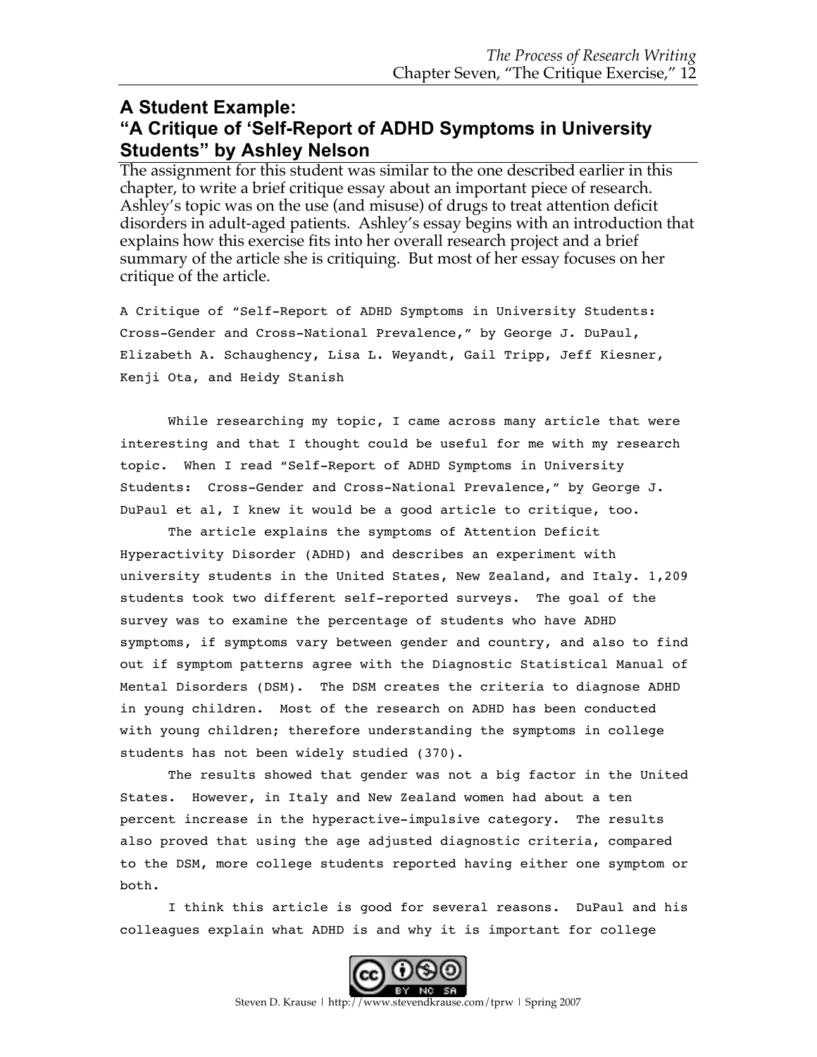## A Student Example:
## "A Critique of 'Self-Report of ADHD Symptoms in University Students" by Ashley Nelson

The assignment for this student was similar to the one described earlier in this chapter, to write a brief critique essay about an important piece of research. Ashley's topic was on the use (and misuse) of drugs to treat attention deficit disorders in adult-aged patients. Ashley's essay begins with an introduction that explains how this exercise fits into her overall research project and a brief summary of the article she is critiquing. But most of her essay focuses on her critique of the article.

A Critique of "Self-Report of ADHD Symptoms in University Students: Cross-Gender and Cross-National Prevalence," by George J. DuPaul, Elizabeth A. Schaughency, Lisa L. Weyandt, Gail Tripp, Jeff Kiesner, Kenji Ota, and Heidy Stanish

While researching my topic, I came across many article that were interesting and that I thought could be useful for me with my research topic. When I read "Self-Report of ADHD Symptoms in University Students: Cross-Gender and Cross-National Prevalence," by George J. DuPaul et al, I knew it would be a good article to critique, too.

The article explains the symptoms of Attention Deficit Hyperactivity Disorder (ADHD) and describes an experiment with university students in the United States, New Zealand, and Italy. 1,209 students took two different self-reported surveys. The goal of the survey was to examine the percentage of students who have ADHD symptoms, if symptoms vary between gender and country, and also to find out if symptom patterns agree with the Diagnostic Statistical Manual of Mental Disorders (DSM). The DSM creates the criteria to diagnose ADHD in young children. Most of the research on ADHD has been conducted with young children; therefore understanding the symptoms in college students has not been widely studied (370).

The results showed that gender was not a big factor in the United States. However, in Italy and New Zealand women had about a ten percent increase in the hyperactive-impulsive category. The results also proved that using the age adjusted diagnostic criteria, compared to the DSM, more college students reported having either one symptom or both.

I think this article is good for several reasons. DuPaul and his colleagues explain what ADHD is and why it is important for college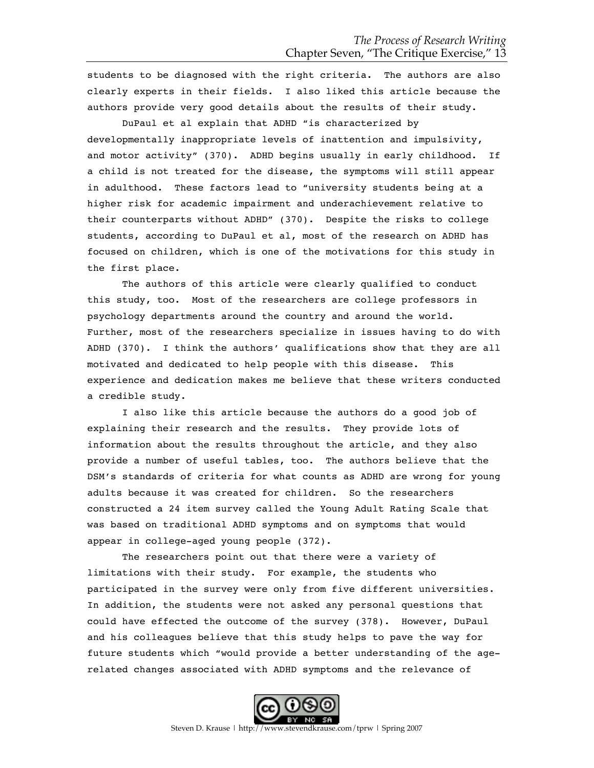students to be diagnosed with the right criteria. The authors are also clearly experts in their fields. I also liked this article because the authors provide very good details about the results of their study.

DuPaul et al explain that ADHD "is characterized by developmentally inappropriate levels of inattention and impulsivity, and motor activity" (370). ADHD begins usually in early childhood. If a child is not treated for the disease, the symptoms will still appear in adulthood. These factors lead to "university students being at a higher risk for academic impairment and underachievement relative to their counterparts without ADHD" (370). Despite the risks to college students, according to DuPaul et al, most of the research on ADHD has focused on children, which is one of the motivations for this study in the first place.

The authors of this article were clearly qualified to conduct this study, too. Most of the researchers are college professors in psychology departments around the country and around the world. Further, most of the researchers specialize in issues having to do with ADHD (370). I think the authors' qualifications show that they are all motivated and dedicated to help people with this disease. This experience and dedication makes me believe that these writers conducted a credible study.

I also like this article because the authors do a good job of explaining their research and the results. They provide lots of information about the results throughout the article, and they also provide a number of useful tables, too. The authors believe that the DSM's standards of criteria for what counts as ADHD are wrong for young adults because it was created for children. So the researchers constructed a 24 item survey called the Young Adult Rating Scale that was based on traditional ADHD symptoms and on symptoms that would appear in college-aged young people (372).

The researchers point out that there were a variety of limitations with their study. For example, the students who participated in the survey were only from five different universities. In addition, the students were not asked any personal questions that could have effected the outcome of the survey (378). However, DuPaul and his colleagues believe that this study helps to pave the way for future students which "would provide a better understanding of the age-related changes associated with ADHD symptoms and the relevance of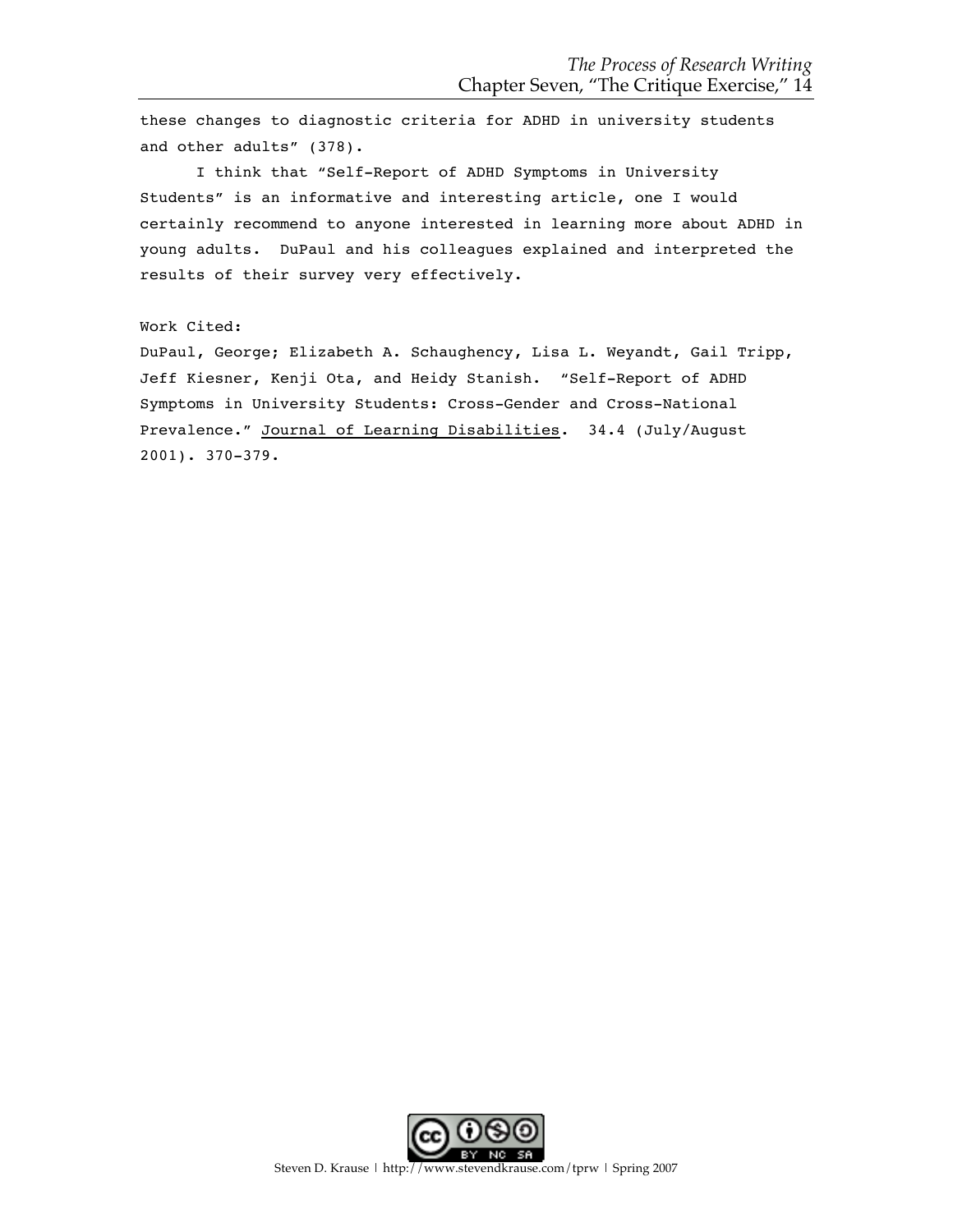these changes to diagnostic criteria for ADHD in university students and other adults" (378).

I think that "Self-Report of ADHD Symptoms in University Students" is an informative and interesting article, one I would certainly recommend to anyone interested in learning more about ADHD in young adults. DuPaul and his colleagues explained and interpreted the results of their survey very effectively.

Work Cited:

DuPaul, George; Elizabeth A. Schaughency, Lisa L. Weyandt, Gail Tripp, Jeff Kiesner, Kenji Ota, and Heidy Stanish. "Self-Report of ADHD Symptoms in University Students: Cross-Gender and Cross-National Prevalence." <u>Journal of Learning Disabilities</u>. 34.4 (July/August 2001). 370-379.